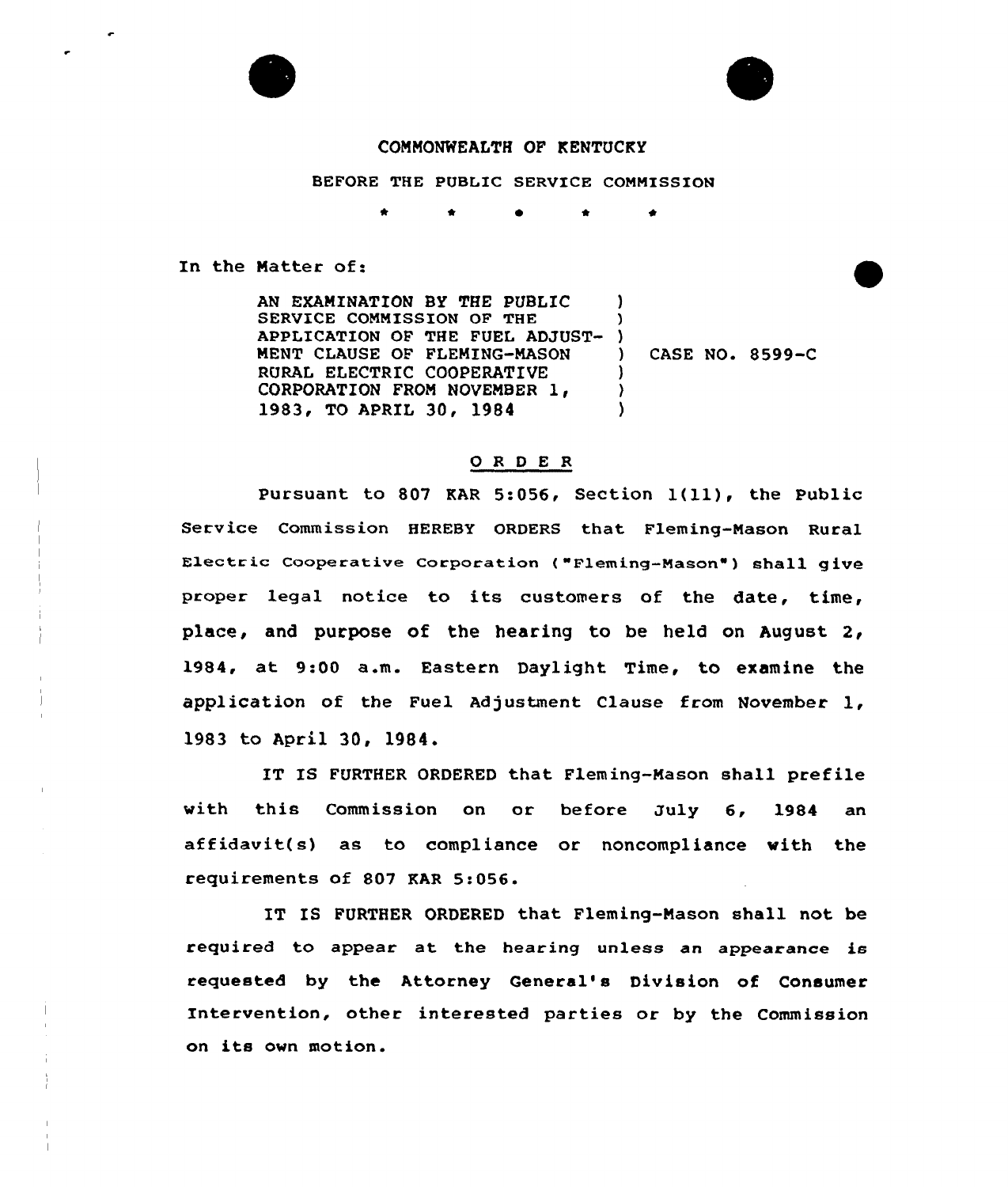COMMONWEALTH OF KENTUCKY

BEFORE THE PUBLIC SERVICE COMMISSION

\* \* \* \* \*

In the Matter of:

| | | |
|---|---|---|
| AN EXAMINATION BY THE PUBLIC SERVICE COMMISSION OF THE APPLICATION OF THE FUEL ADJUSTMENT CLAUSE OF FLEMING-MASON RURAL ELECTRIC COOPERATIVE CORPORATION FROM NOVEMBER 1, 1983, TO APRIL 30, 1984 | ) | CASE NO. 8599-C |

## O R D E R

Pursuant to 807 KAR 5:056, Section 1(11), the Public Service Commission HEREBY ORDERS that Fleming-Mason Rural Electric Cooperative Corporation ("Fleming-Mason") shall give proper legal notice to its customers of the date, time, place, and purpose of the hearing to be held on August 2, 1984, at 9:00 a.m. Eastern Daylight Time, to examine the application of the Fuel Adjustment Clause from November 1, 1983 to April 30, 1984.

IT IS FURTHER ORDERED that Fleming-Mason shall prefile with this Commission on or before July 6, 1984 an affidavit(s) as to compliance or noncompliance with the requirements of 807 KAR 5:056.

IT IS FURTHER ORDERED that Fleming-Mason shall not be required to appear at the hearing unless an appearance is requested by the Attorney General's Division of Consumer Intervention, other interested parties or by the Commission on its own motion.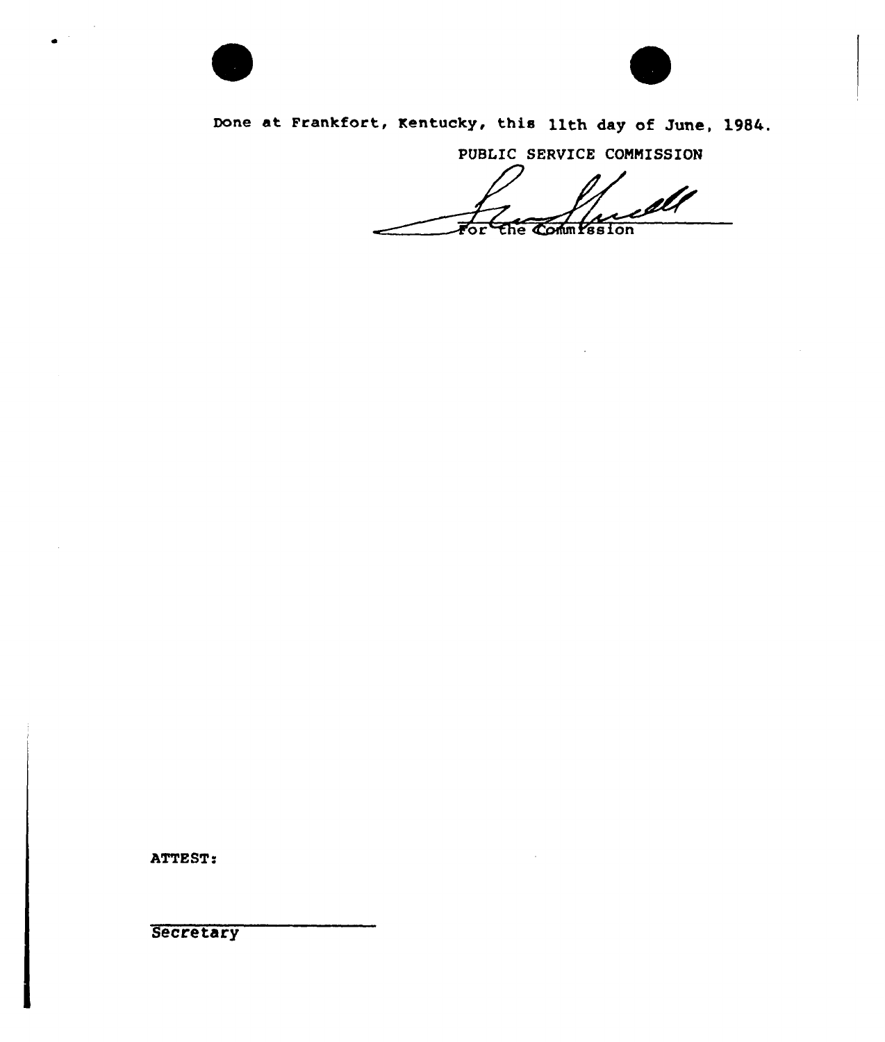Done at Frankfort, Kentucky, this 11th day of June, 1984.

PUBLIC SERVICE COMMISSION

For the Commission

ATTEST:

Secretary